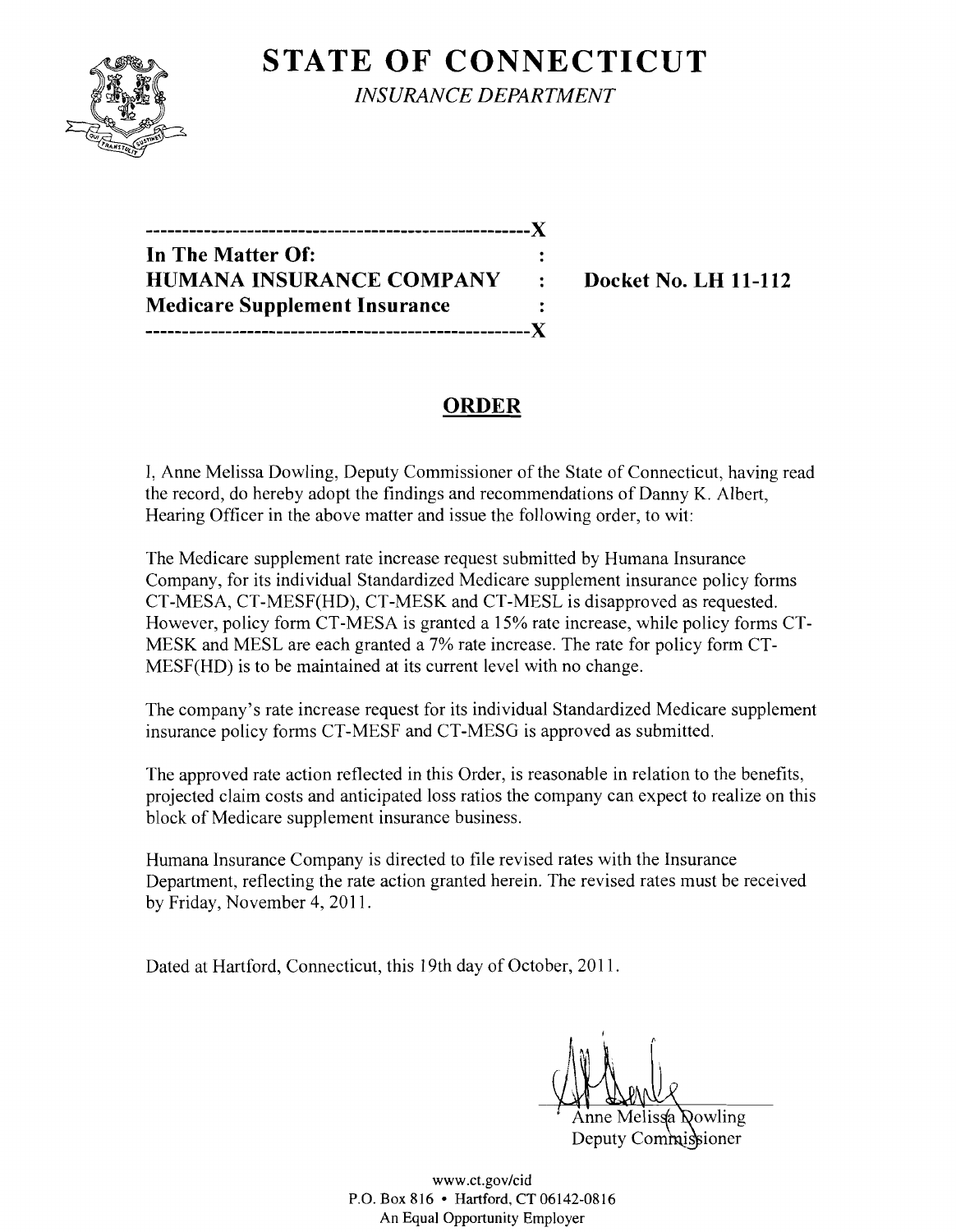# STATE OF CONNECTICUT

*INSURANCE DEPARTMENT*

----------------------------------------------------X
**In The Matter Of:** :
**HUMANA INSURANCE COMPANY** : **Docket No. LH 11-112**
**Medicare Supplement Insurance** :
----------------------------------------------------X

## ORDER

I, Anne Melissa Dowling, Deputy Commissioner of the State of Connecticut, having read the record, do hereby adopt the findings and recommendations of Danny K. Albert, Hearing Officer in the above matter and issue the following order, to wit:

The Medicare supplement rate increase request submitted by Humana Insurance Company, for its individual Standardized Medicare supplement insurance policy forms CT-MESA, CT-MESF(HD), CT-MESK and CT-MESL is disapproved as requested. However, policy form CT-MESA is granted a 15% rate increase, while policy forms CT-MESK and MESL are each granted a 7% rate increase. The rate for policy form CT-MESF(HD) is to be maintained at its current level with no change.

The company's rate increase request for its individual Standardized Medicare supplement insurance policy forms CT-MESF and CT-MESG is approved as submitted.

The approved rate action reflected in this Order, is reasonable in relation to the benefits, projected claim costs and anticipated loss ratios the company can expect to realize on this block of Medicare supplement insurance business.

Humana Insurance Company is directed to file revised rates with the Insurance Department, reflecting the rate action granted herein. The revised rates must be received by Friday, November 4, 2011.

Dated at Hartford, Connecticut, this 19th day of October, 2011.

Anne Melissa Dowling
Deputy Commissioner

www.ct.gov/cid
P.O. Box 816 • Hartford, CT 06142-0816
An Equal Opportunity Employer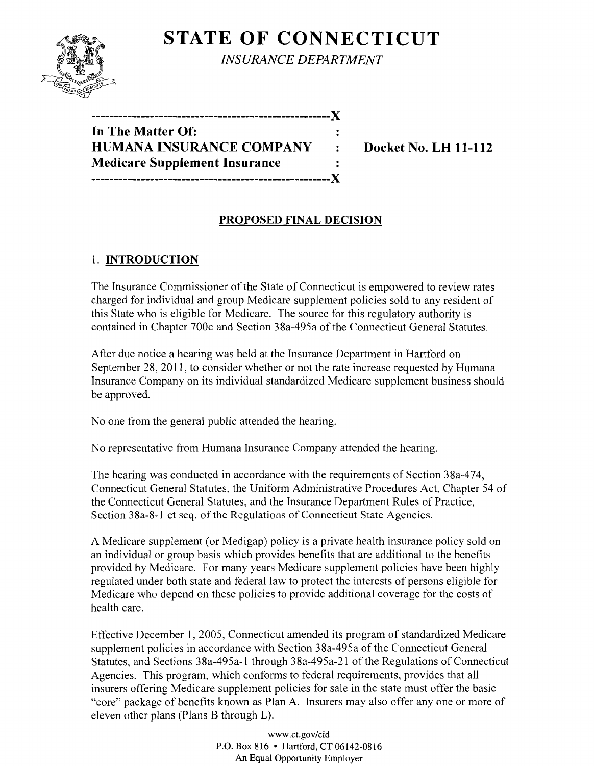# STATE OF CONNECTICUT

*INSURANCE DEPARTMENT*

```
------------------------------------------------------X
In The Matter Of:                                     :
HUMANA INSURANCE COMPANY                              :    Docket No. LH 11-112
Medicare Supplement Insurance                         :
------------------------------------------------------X
```

## PROPOSED FINAL DECISION

### 1. INTRODUCTION

The Insurance Commissioner of the State of Connecticut is empowered to review rates charged for individual and group Medicare supplement policies sold to any resident of this State who is eligible for Medicare. The source for this regulatory authority is contained in Chapter 700c and Section 38a-495a of the Connecticut General Statutes.

After due notice a hearing was held at the Insurance Department in Hartford on September 28, 2011, to consider whether or not the rate increase requested by Humana Insurance Company on its individual standardized Medicare supplement business should be approved.

No one from the general public attended the hearing.

No representative from Humana Insurance Company attended the hearing.

The hearing was conducted in accordance with the requirements of Section 38a-474, Connecticut General Statutes, the Uniform Administrative Procedures Act, Chapter 54 of the Connecticut General Statutes, and the Insurance Department Rules of Practice, Section 38a-8-1 et seq. of the Regulations of Connecticut State Agencies.

A Medicare supplement (or Medigap) policy is a private health insurance policy sold on an individual or group basis which provides benefits that are additional to the benefits provided by Medicare. For many years Medicare supplement policies have been highly regulated under both state and federal law to protect the interests of persons eligible for Medicare who depend on these policies to provide additional coverage for the costs of health care.

Effective December 1, 2005, Connecticut amended its program of standardized Medicare supplement policies in accordance with Section 38a-495a of the Connecticut General Statutes, and Sections 38a-495a-1 through 38a-495a-21 of the Regulations of Connecticut Agencies. This program, which conforms to federal requirements, provides that all insurers offering Medicare supplement policies for sale in the state must offer the basic "core" package of benefits known as Plan A. Insurers may also offer any one or more of eleven other plans (Plans B through L).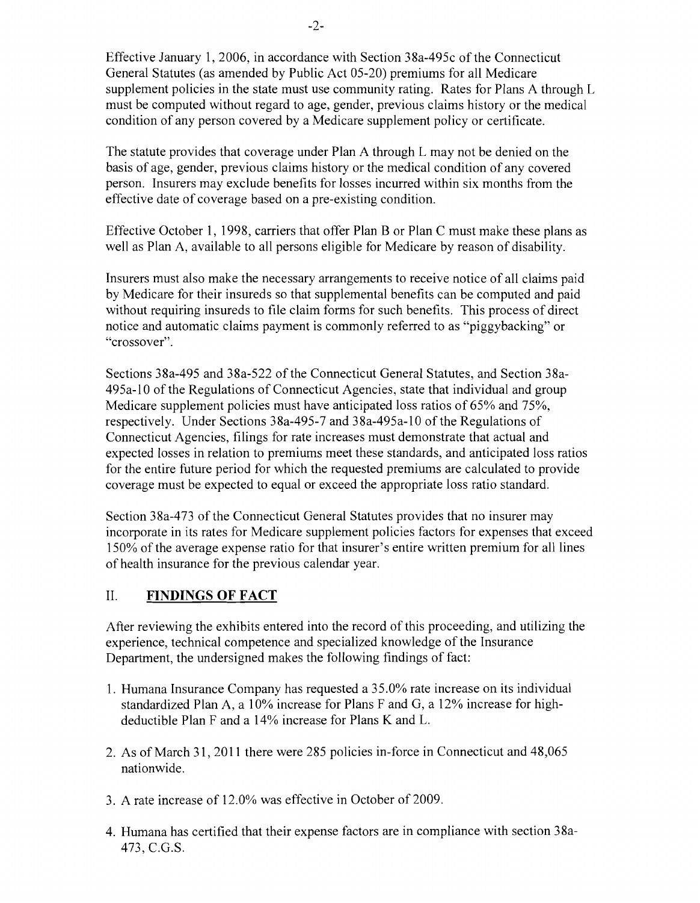Effective January 1, 2006, in accordance with Section 38a-495c of the Connecticut General Statutes (as amended by Public Act 05-20) premiums for all Medicare supplement policies in the state must use community rating. Rates for Plans A through L must be computed without regard to age, gender, previous claims history or the medical condition of any person covered by a Medicare supplement policy or certificate.

The statute provides that coverage under Plan A through L may not be denied on the basis of age, gender, previous claims history or the medical condition of any covered person. Insurers may exclude benefits for losses incurred within six months from the effective date of coverage based on a pre-existing condition.

Effective October 1, 1998, carriers that offer Plan B or Plan C must make these plans as well as Plan A, available to all persons eligible for Medicare by reason of disability.

Insurers must also make the necessary arrangements to receive notice of all claims paid by Medicare for their insureds so that supplemental benefits can be computed and paid without requiring insureds to file claim forms for such benefits. This process of direct notice and automatic claims payment is commonly referred to as "piggybacking" or "crossover".

Sections 38a-495 and 38a-522 of the Connecticut General Statutes, and Section 38a-495a-10 of the Regulations of Connecticut Agencies, state that individual and group Medicare supplement policies must have anticipated loss ratios of 65% and 75%, respectively. Under Sections 38a-495-7 and 38a-495a-10 of the Regulations of Connecticut Agencies, filings for rate increases must demonstrate that actual and expected losses in relation to premiums meet these standards, and anticipated loss ratios for the entire future period for which the requested premiums are calculated to provide coverage must be expected to equal or exceed the appropriate loss ratio standard.

Section 38a-473 of the Connecticut General Statutes provides that no insurer may incorporate in its rates for Medicare supplement policies factors for expenses that exceed 150% of the average expense ratio for that insurer's entire written premium for all lines of health insurance for the previous calendar year.

## II. FINDINGS OF FACT

After reviewing the exhibits entered into the record of this proceeding, and utilizing the experience, technical competence and specialized knowledge of the Insurance Department, the undersigned makes the following findings of fact:

1. Humana Insurance Company has requested a 35.0% rate increase on its individual standardized Plan A, a 10% increase for Plans F and G, a 12% increase for high-deductible Plan F and a 14% increase for Plans K and L.

2. As of March 31, 2011 there were 285 policies in-force in Connecticut and 48,065 nationwide.

3. A rate increase of 12.0% was effective in October of 2009.

4. Humana has certified that their expense factors are in compliance with section 38a-473, C.G.S.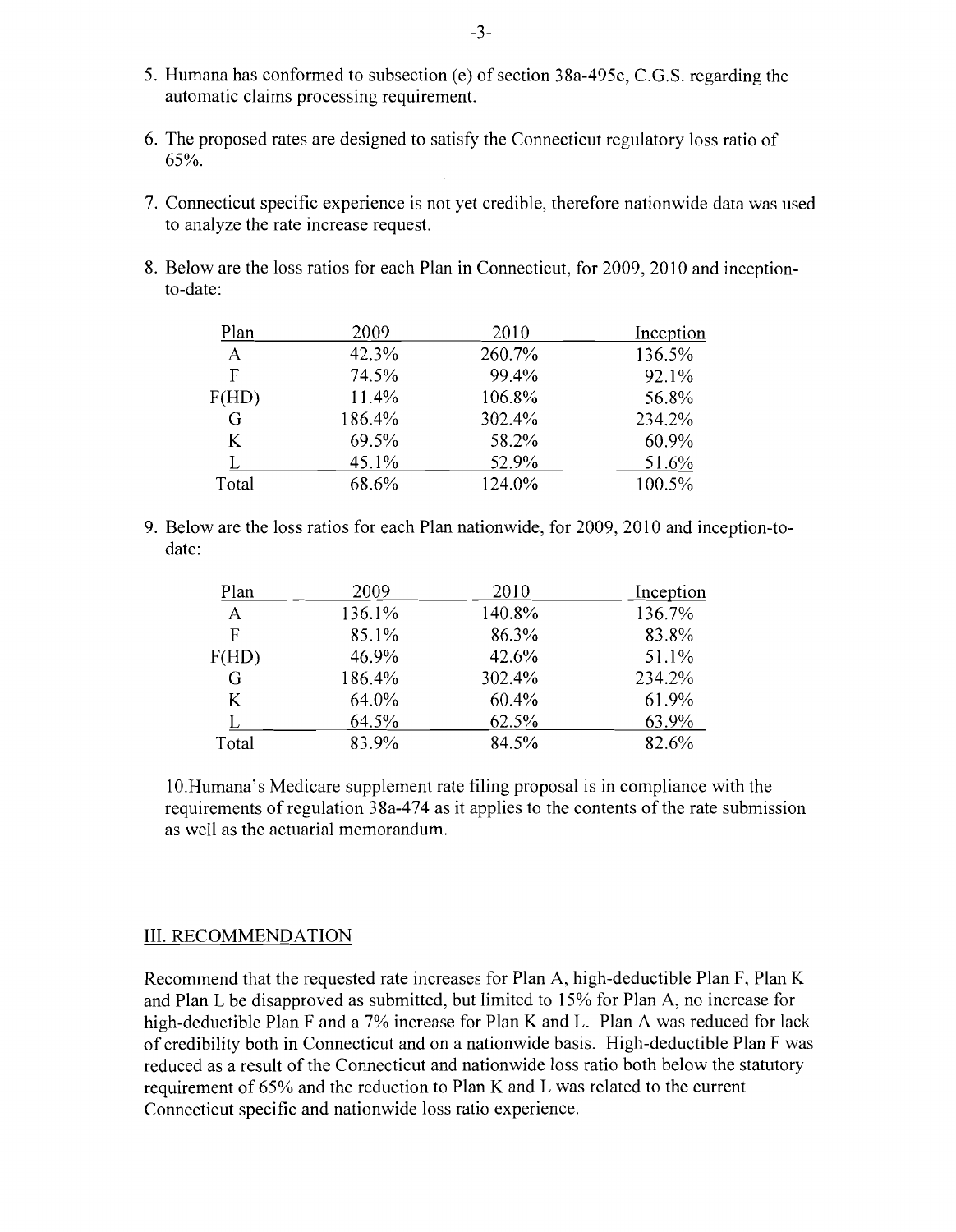5. Humana has conformed to subsection (e) of section 38a-495c, C.G.S. regarding the automatic claims processing requirement.

6. The proposed rates are designed to satisfy the Connecticut regulatory loss ratio of 65%.

7. Connecticut specific experience is not yet credible, therefore nationwide data was used to analyze the rate increase request.

8. Below are the loss ratios for each Plan in Connecticut, for 2009, 2010 and inception-to-date:

| Plan | 2009 | 2010 | Inception |
|---|---|---|---|
| A | 42.3% | 260.7% | 136.5% |
| F | 74.5% | 99.4% | 92.1% |
| F(HD) | 11.4% | 106.8% | 56.8% |
| G | 186.4% | 302.4% | 234.2% |
| K | 69.5% | 58.2% | 60.9% |
| L | 45.1% | 52.9% | 51.6% |
| Total | 68.6% | 124.0% | 100.5% |

9. Below are the loss ratios for each Plan nationwide, for 2009, 2010 and inception-to-date:

| Plan | 2009 | 2010 | Inception |
|---|---|---|---|
| A | 136.1% | 140.8% | 136.7% |
| F | 85.1% | 86.3% | 83.8% |
| F(HD) | 46.9% | 42.6% | 51.1% |
| G | 186.4% | 302.4% | 234.2% |
| K | 64.0% | 60.4% | 61.9% |
| L | 64.5% | 62.5% | 63.9% |
| Total | 83.9% | 84.5% | 82.6% |

10. Humana's Medicare supplement rate filing proposal is in compliance with the requirements of regulation 38a-474 as it applies to the contents of the rate submission as well as the actuarial memorandum.

## III. RECOMMENDATION

Recommend that the requested rate increases for Plan A, high-deductible Plan F, Plan K and Plan L be disapproved as submitted, but limited to 15% for Plan A, no increase for high-deductible Plan F and a 7% increase for Plan K and L. Plan A was reduced for lack of credibility both in Connecticut and on a nationwide basis. High-deductible Plan F was reduced as a result of the Connecticut and nationwide loss ratio both below the statutory requirement of 65% and the reduction to Plan K and L was related to the current Connecticut specific and nationwide loss ratio experience.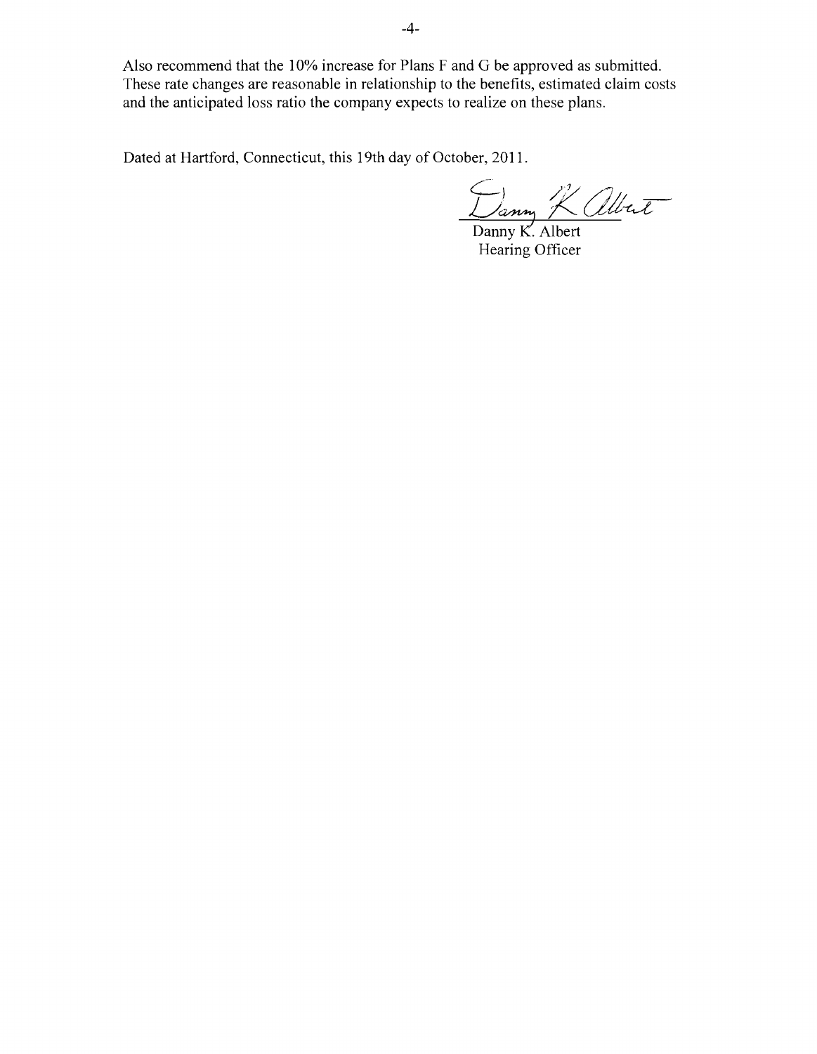Also recommend that the 10% increase for Plans F and G be approved as submitted. These rate changes are reasonable in relationship to the benefits, estimated claim costs and the anticipated loss ratio the company expects to realize on these plans.

Dated at Hartford, Connecticut, this 19th day of October, 2011.

Danny K. Albert
Hearing Officer